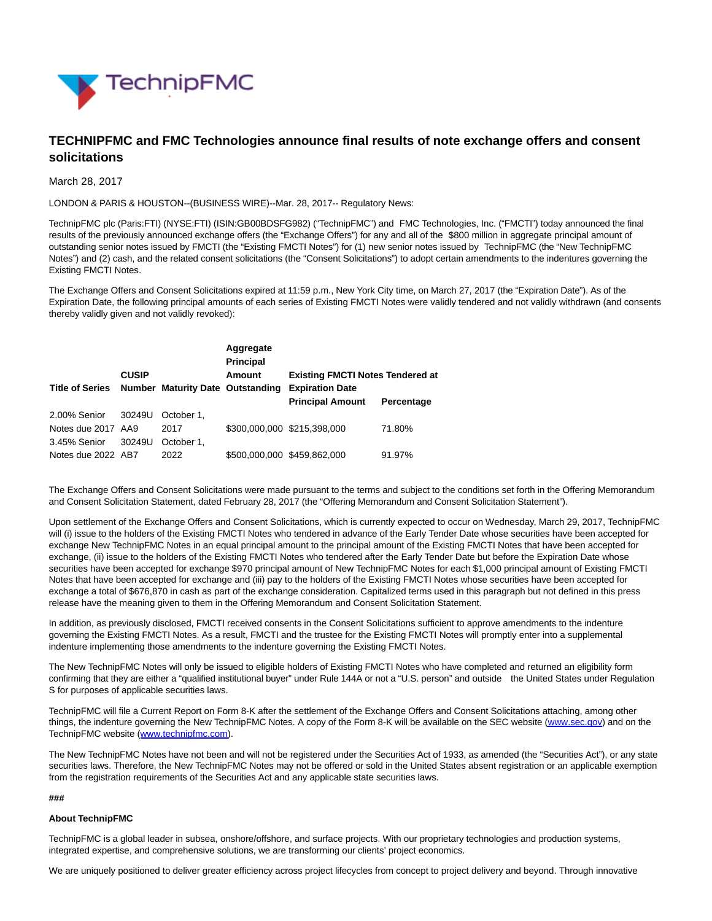# TECHNIPFMC and FMC Technologies announce final results of note exchange offers and consent solicitations

March 28, 2017

LONDON & PARIS & HOUSTON--(BUSINESS WIRE)--Mar. 28, 2017-- Regulatory News:

TechnipFMC plc (Paris:FTI) (NYSE:FTI) (ISIN:GB00BDSFG982) ("TechnipFMC") and FMC Technologies, Inc. ("FMCTI") today announced the final results of the previously announced exchange offers (the "Exchange Offers") for any and all of the $800 million in aggregate principal amount of outstanding senior notes issued by FMCTI (the "Existing FMCTI Notes") for (1) new senior notes issued by TechnipFMC (the "New TechnipFMC Notes") and (2) cash, and the related consent solicitations (the "Consent Solicitations") to adopt certain amendments to the indentures governing the Existing FMCTI Notes.

The Exchange Offers and Consent Solicitations expired at 11:59 p.m., New York City time, on March 27, 2017 (the "Expiration Date"). As of the Expiration Date, the following principal amounts of each series of Existing FMCTI Notes were validly tendered and not validly withdrawn (and consents thereby validly given and not validly revoked):

| Title of Series | CUSIP Number | Maturity Date | Aggregate Principal Amount Outstanding | Existing FMCTI Notes Tendered at Expiration Date | |
|---|---|---|---|---|---|
| | | | | Principal Amount | Percentage |
| 2.00% Senior Notes due 2017 | 30249U AA9 | October 1, 2017 | $300,000,000 | $215,398,000 | 71.80% |
| 3.45% Senior Notes due 2022 | 30249U AB7 | October 1, 2022 | $500,000,000 | $459,862,000 | 91.97% |

The Exchange Offers and Consent Solicitations were made pursuant to the terms and subject to the conditions set forth in the Offering Memorandum and Consent Solicitation Statement, dated February 28, 2017 (the "Offering Memorandum and Consent Solicitation Statement").

Upon settlement of the Exchange Offers and Consent Solicitations, which is currently expected to occur on Wednesday, March 29, 2017, TechnipFMC will (i) issue to the holders of the Existing FMCTI Notes who tendered in advance of the Early Tender Date whose securities have been accepted for exchange New TechnipFMC Notes in an equal principal amount to the principal amount of the Existing FMCTI Notes that have been accepted for exchange, (ii) issue to the holders of the Existing FMCTI Notes who tendered after the Early Tender Date but before the Expiration Date whose securities have been accepted for exchange $970 principal amount of New TechnipFMC Notes for each $1,000 principal amount of Existing FMCTI Notes that have been accepted for exchange and (iii) pay to the holders of the Existing FMCTI Notes whose securities have been accepted for exchange a total of $676,870 in cash as part of the exchange consideration. Capitalized terms used in this paragraph but not defined in this press release have the meaning given to them in the Offering Memorandum and Consent Solicitation Statement.

In addition, as previously disclosed, FMCTI received consents in the Consent Solicitations sufficient to approve amendments to the indenture governing the Existing FMCTI Notes. As a result, FMCTI and the trustee for the Existing FMCTI Notes will promptly enter into a supplemental indenture implementing those amendments to the indenture governing the Existing FMCTI Notes.

The New TechnipFMC Notes will only be issued to eligible holders of Existing FMCTI Notes who have completed and returned an eligibility form confirming that they are either a "qualified institutional buyer" under Rule 144A or not a "U.S. person" and outside the United States under Regulation S for purposes of applicable securities laws.

TechnipFMC will file a Current Report on Form 8-K after the settlement of the Exchange Offers and Consent Solicitations attaching, among other things, the indenture governing the New TechnipFMC Notes. A copy of the Form 8-K will be available on the SEC website (www.sec.gov) and on the TechnipFMC website (www.technipfmc.com).

The New TechnipFMC Notes have not been and will not be registered under the Securities Act of 1933, as amended (the "Securities Act"), or any state securities laws. Therefore, the New TechnipFMC Notes may not be offered or sold in the United States absent registration or an applicable exemption from the registration requirements of the Securities Act and any applicable state securities laws.

###

**About TechnipFMC**

TechnipFMC is a global leader in subsea, onshore/offshore, and surface projects. With our proprietary technologies and production systems, integrated expertise, and comprehensive solutions, we are transforming our clients' project economics.

We are uniquely positioned to deliver greater efficiency across project lifecycles from concept to project delivery and beyond. Through innovative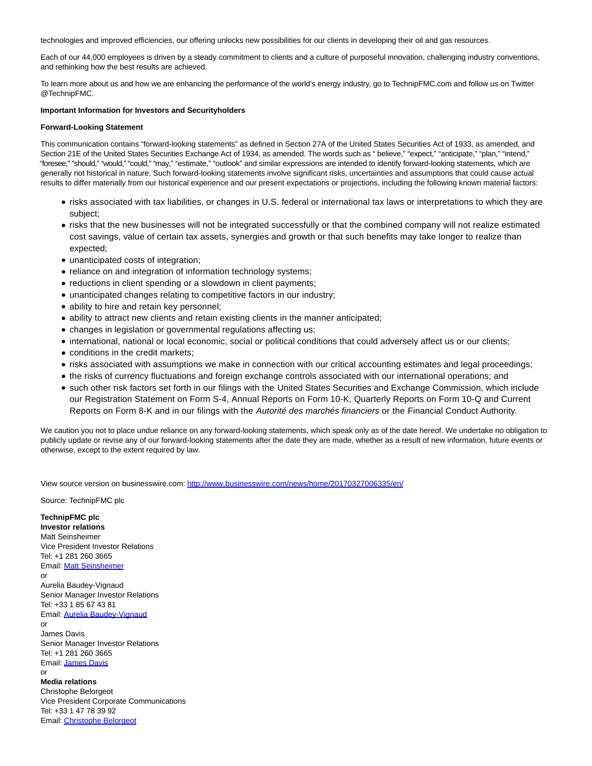technologies and improved efficiencies, our offering unlocks new possibilities for our clients in developing their oil and gas resources.

Each of our 44,000 employees is driven by a steady commitment to clients and a culture of purposeful innovation, challenging industry conventions, and rethinking how the best results are achieved.

To learn more about us and how we are enhancing the performance of the world's energy industry, go to TechnipFMC.com and follow us on Twitter @TechnipFMC.

**Important Information for Investors and Securityholders**

**Forward-Looking Statement**

This communication contains "forward-looking statements" as defined in Section 27A of the United States Securities Act of 1933, as amended, and Section 21E of the United States Securities Exchange Act of 1934, as amended. The words such as " believe," "expect," "anticipate," "plan," "intend," "foresee," "should," "would," "could," "may," "estimate," "outlook" and similar expressions are intended to identify forward-looking statements, which are generally not historical in nature. Such forward-looking statements involve significant risks, uncertainties and assumptions that could cause actual results to differ materially from our historical experience and our present expectations or projections, including the following known material factors:

- risks associated with tax liabilities, or changes in U.S. federal or international tax laws or interpretations to which they are subject;
- risks that the new businesses will not be integrated successfully or that the combined company will not realize estimated cost savings, value of certain tax assets, synergies and growth or that such benefits may take longer to realize than expected;
- unanticipated costs of integration;
- reliance on and integration of information technology systems;
- reductions in client spending or a slowdown in client payments;
- unanticipated changes relating to competitive factors in our industry;
- ability to hire and retain key personnel;
- ability to attract new clients and retain existing clients in the manner anticipated;
- changes in legislation or governmental regulations affecting us;
- international, national or local economic, social or political conditions that could adversely affect us or our clients;
- conditions in the credit markets;
- risks associated with assumptions we make in connection with our critical accounting estimates and legal proceedings;
- the risks of currency fluctuations and foreign exchange controls associated with our international operations; and
- such other risk factors set forth in our filings with the United States Securities and Exchange Commission, which include our Registration Statement on Form S-4, Annual Reports on Form 10-K, Quarterly Reports on Form 10-Q and Current Reports on Form 8-K and in our filings with the *Autorité des marchés financiers* or the Financial Conduct Authority.

We caution you not to place undue reliance on any forward-looking statements, which speak only as of the date hereof. We undertake no obligation to publicly update or revise any of our forward-looking statements after the date they are made, whether as a result of new information, future events or otherwise, except to the extent required by law.

View source version on businesswire.com: [http://www.businesswire.com/news/home/20170327006335/en/](http://www.businesswire.com/news/home/20170327006335/en/)

Source: TechnipFMC plc

**TechnipFMC plc**
**Investor relations**
Matt Seinsheimer
Vice President Investor Relations
Tel: +1 281 260 3665
Email: Matt Seinsheimer
or
Aurelia Baudey-Vignaud
Senior Manager Investor Relations
Tel: +33 1 85 67 43 81
Email: Aurelia Baudey-Vignaud
or
James Davis
Senior Manager Investor Relations
Tel: +1 281 260 3665
Email: James Davis
or
**Media relations**
Christophe Belorgeot
Vice President Corporate Communications
Tel: +33 1 47 78 39 92
Email: Christophe Belorgeot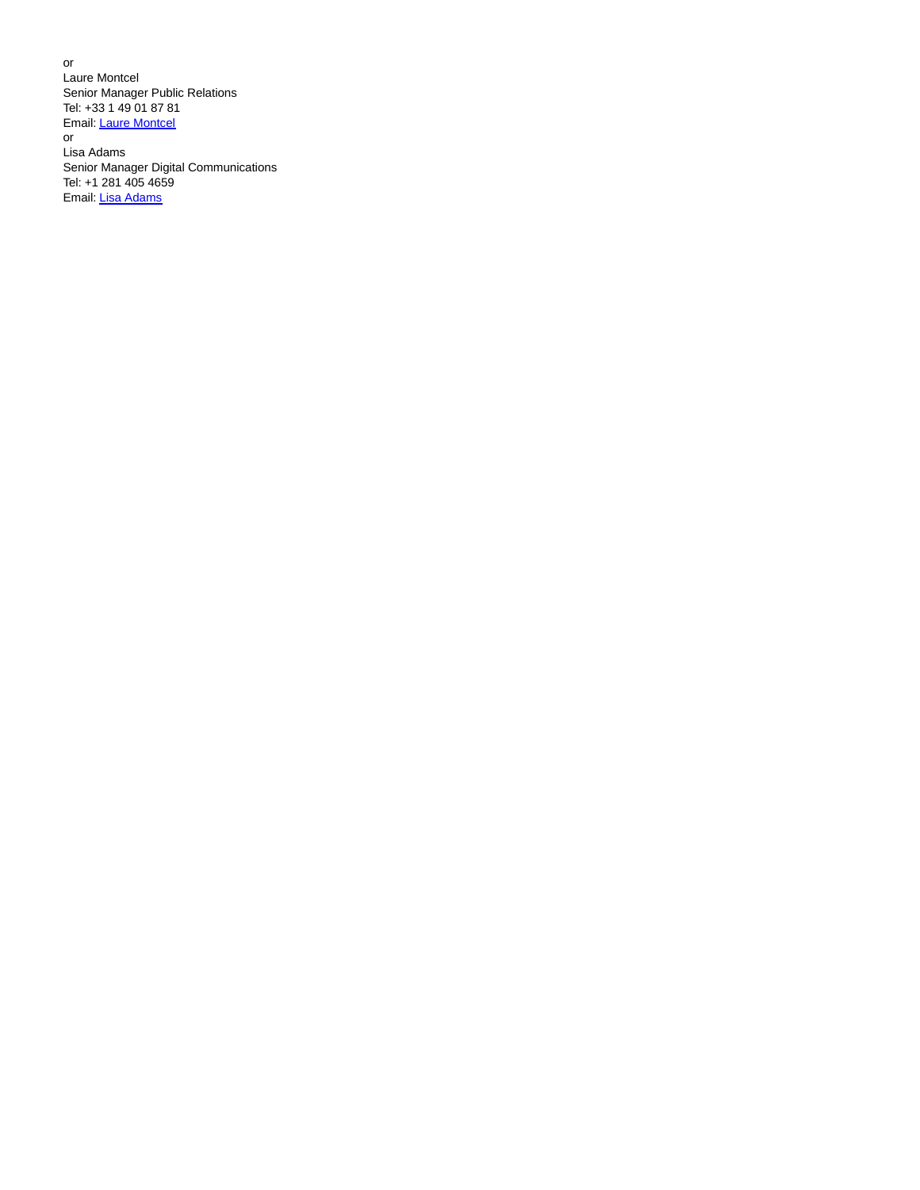or
Laure Montcel
Senior Manager Public Relations
Tel: +33 1 49 01 87 81
Email: Laure Montcel
or
Lisa Adams
Senior Manager Digital Communications
Tel: +1 281 405 4659
Email: Lisa Adams